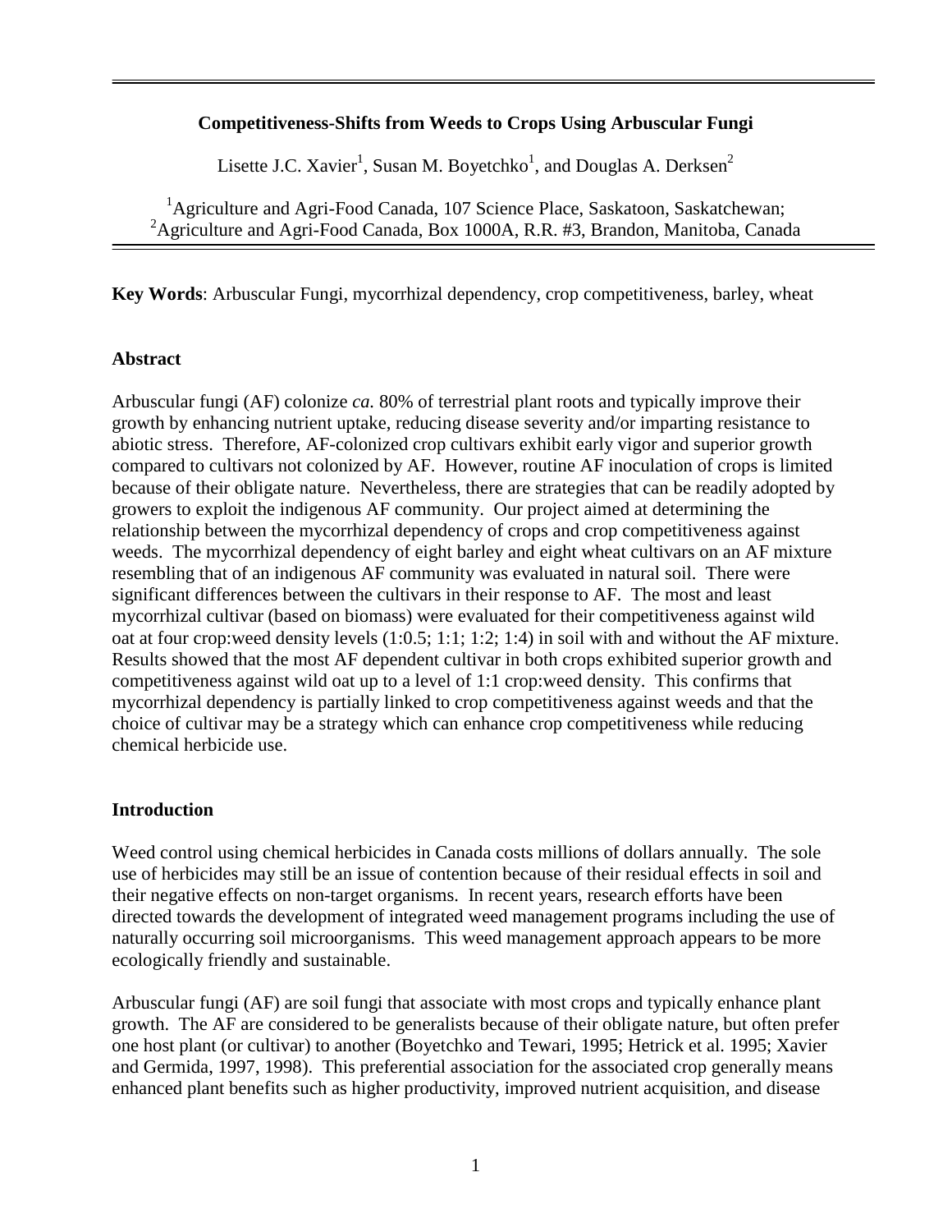# Competitiveness-Shifts from Weeds to Crops Using Arbuscular Fungi

Lisette J.C. Xavier[1], Susan M. Boyetchko[1], and Douglas A. Derksen[2]

[1]Agriculture and Agri-Food Canada, 107 Science Place, Saskatoon, Saskatchewan;
[2]Agriculture and Agri-Food Canada, Box 1000A, R.R. #3, Brandon, Manitoba, Canada

**Key Words**: Arbuscular Fungi, mycorrhizal dependency, crop competitiveness, barley, wheat

## Abstract

Arbuscular fungi (AF) colonize *ca.* 80% of terrestrial plant roots and typically improve their growth by enhancing nutrient uptake, reducing disease severity and/or imparting resistance to abiotic stress. Therefore, AF-colonized crop cultivars exhibit early vigor and superior growth compared to cultivars not colonized by AF. However, routine AF inoculation of crops is limited because of their obligate nature. Nevertheless, there are strategies that can be readily adopted by growers to exploit the indigenous AF community. Our project aimed at determining the relationship between the mycorrhizal dependency of crops and crop competitiveness against weeds. The mycorrhizal dependency of eight barley and eight wheat cultivars on an AF mixture resembling that of an indigenous AF community was evaluated in natural soil. There were significant differences between the cultivars in their response to AF. The most and least mycorrhizal cultivar (based on biomass) were evaluated for their competitiveness against wild oat at four crop:weed density levels (1:0.5; 1:1; 1:2; 1:4) in soil with and without the AF mixture. Results showed that the most AF dependent cultivar in both crops exhibited superior growth and competitiveness against wild oat up to a level of 1:1 crop:weed density. This confirms that mycorrhizal dependency is partially linked to crop competitiveness against weeds and that the choice of cultivar may be a strategy which can enhance crop competitiveness while reducing chemical herbicide use.

## Introduction

Weed control using chemical herbicides in Canada costs millions of dollars annually. The sole use of herbicides may still be an issue of contention because of their residual effects in soil and their negative effects on non-target organisms. In recent years, research efforts have been directed towards the development of integrated weed management programs including the use of naturally occurring soil microorganisms. This weed management approach appears to be more ecologically friendly and sustainable.

Arbuscular fungi (AF) are soil fungi that associate with most crops and typically enhance plant growth. The AF are considered to be generalists because of their obligate nature, but often prefer one host plant (or cultivar) to another (Boyetchko and Tewari, 1995; Hetrick et al. 1995; Xavier and Germida, 1997, 1998). This preferential association for the associated crop generally means enhanced plant benefits such as higher productivity, improved nutrient acquisition, and disease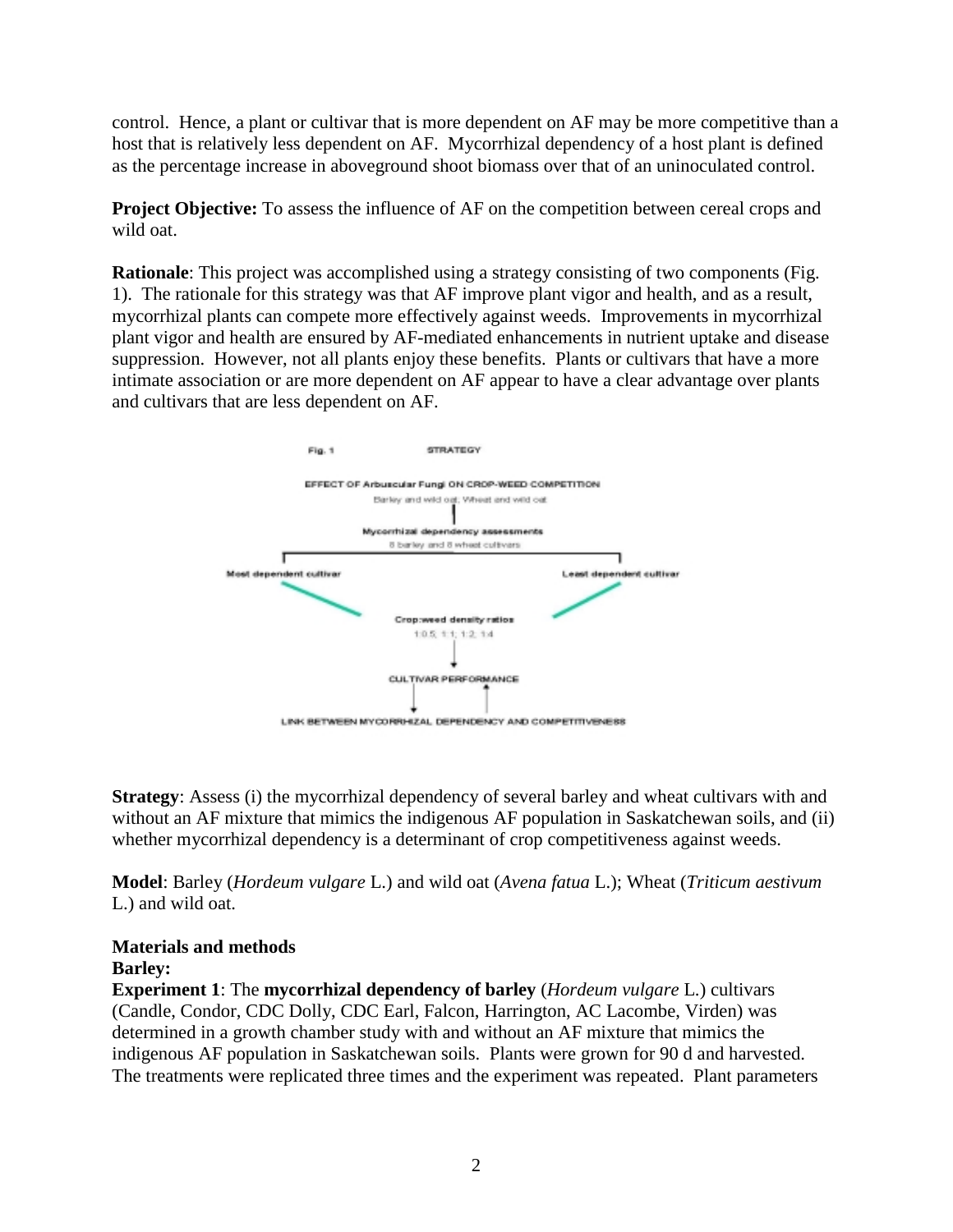control. Hence, a plant or cultivar that is more dependent on AF may be more competitive than a host that is relatively less dependent on AF. Mycorrhizal dependency of a host plant is defined as the percentage increase in aboveground shoot biomass over that of an uninoculated control.

**Project Objective:** To assess the influence of AF on the competition between cereal crops and wild oat.

**Rationale**: This project was accomplished using a strategy consisting of two components (Fig. 1). The rationale for this strategy was that AF improve plant vigor and health, and as a result, mycorrhizal plants can compete more effectively against weeds. Improvements in mycorrhizal plant vigor and health are ensured by AF-mediated enhancements in nutrient uptake and disease suppression. However, not all plants enjoy these benefits. Plants or cultivars that have a more intimate association or are more dependent on AF appear to have a clear advantage over plants and cultivars that are less dependent on AF.

Fig. 1 STRATEGY

EFFECT OF Arbuscular Fungi ON CROP-WEED COMPETITION

Barley and wild oat; Wheat and wild oat

Mycorrhizal dependency assessments

8 barley and 8 wheat cultivars

Most dependent cultivar

Least dependent cultivar

Crop:weed density ratios

1:0.5; 1:1; 1:2; 1:4

CULTIVAR PERFORMANCE

LINK BETWEEN MYCORRHIZAL DEPENDENCY AND COMPETITIVENESS

**Strategy**: Assess (i) the mycorrhizal dependency of several barley and wheat cultivars with and without an AF mixture that mimics the indigenous AF population in Saskatchewan soils, and (ii) whether mycorrhizal dependency is a determinant of crop competitiveness against weeds.

**Model**: Barley (*Hordeum vulgare* L.) and wild oat (*Avena fatua* L.); Wheat (*Triticum aestivum* L.) and wild oat.

## Materials and methods

### Barley:

**Experiment 1**: The **mycorrhizal dependency of barley** (*Hordeum vulgare* L.) cultivars (Candle, Condor, CDC Dolly, CDC Earl, Falcon, Harrington, AC Lacombe, Virden) was determined in a growth chamber study with and without an AF mixture that mimics the indigenous AF population in Saskatchewan soils. Plants were grown for 90 d and harvested. The treatments were replicated three times and the experiment was repeated. Plant parameters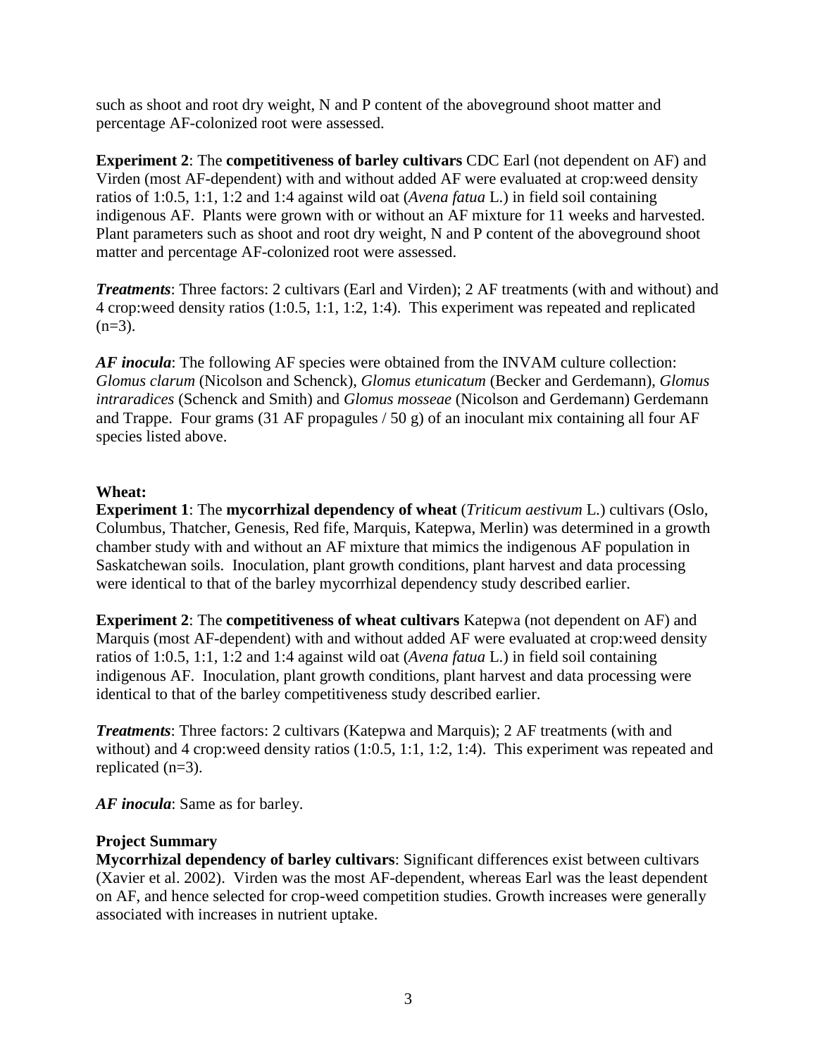such as shoot and root dry weight, N and P content of the aboveground shoot matter and percentage AF-colonized root were assessed.

**Experiment 2**: The **competitiveness of barley cultivars** CDC Earl (not dependent on AF) and Virden (most AF-dependent) with and without added AF were evaluated at crop:weed density ratios of 1:0.5, 1:1, 1:2 and 1:4 against wild oat (*Avena fatua* L.) in field soil containing indigenous AF. Plants were grown with or without an AF mixture for 11 weeks and harvested. Plant parameters such as shoot and root dry weight, N and P content of the aboveground shoot matter and percentage AF-colonized root were assessed.

***Treatments***: Three factors: 2 cultivars (Earl and Virden); 2 AF treatments (with and without) and 4 crop:weed density ratios (1:0.5, 1:1, 1:2, 1:4). This experiment was repeated and replicated (n=3).

***AF inocula***: The following AF species were obtained from the INVAM culture collection: *Glomus clarum* (Nicolson and Schenck), *Glomus etunicatum* (Becker and Gerdemann), *Glomus intraradices* (Schenck and Smith) and *Glomus mosseae* (Nicolson and Gerdemann) Gerdemann and Trappe. Four grams (31 AF propagules / 50 g) of an inoculant mix containing all four AF species listed above.

**Wheat:**

**Experiment 1**: The **mycorrhizal dependency of wheat** (*Triticum aestivum* L.) cultivars (Oslo, Columbus, Thatcher, Genesis, Red fife, Marquis, Katepwa, Merlin) was determined in a growth chamber study with and without an AF mixture that mimics the indigenous AF population in Saskatchewan soils. Inoculation, plant growth conditions, plant harvest and data processing were identical to that of the barley mycorrhizal dependency study described earlier.

**Experiment 2**: The **competitiveness of wheat cultivars** Katepwa (not dependent on AF) and Marquis (most AF-dependent) with and without added AF were evaluated at crop:weed density ratios of 1:0.5, 1:1, 1:2 and 1:4 against wild oat (*Avena fatua* L.) in field soil containing indigenous AF. Inoculation, plant growth conditions, plant harvest and data processing were identical to that of the barley competitiveness study described earlier.

***Treatments***: Three factors: 2 cultivars (Katepwa and Marquis); 2 AF treatments (with and without) and 4 crop:weed density ratios (1:0.5, 1:1, 1:2, 1:4). This experiment was repeated and replicated (n=3).

***AF inocula***: Same as for barley.

**Project Summary**

**Mycorrhizal dependency of barley cultivars**: Significant differences exist between cultivars (Xavier et al. 2002). Virden was the most AF-dependent, whereas Earl was the least dependent on AF, and hence selected for crop-weed competition studies. Growth increases were generally associated with increases in nutrient uptake.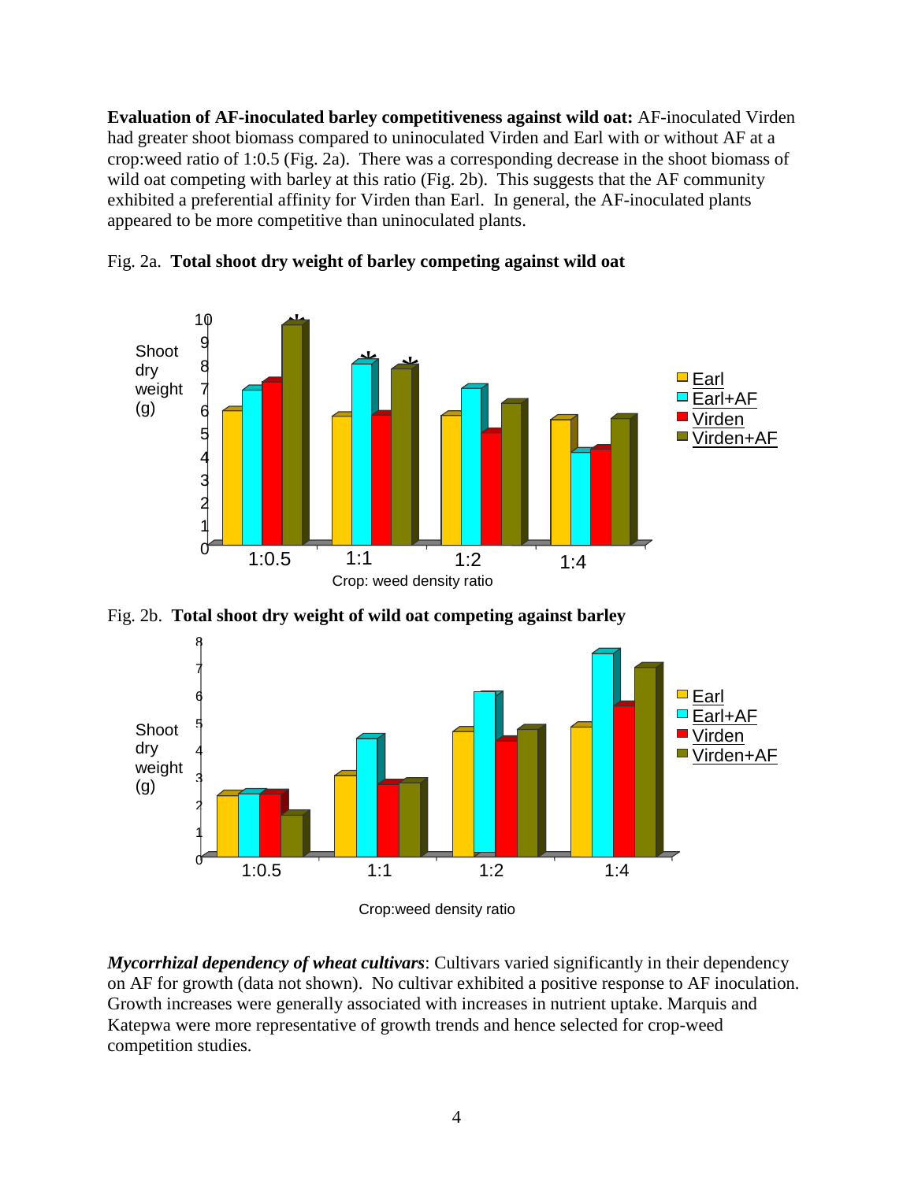**Evaluation of AF-inoculated barley competitiveness against wild oat:** AF-inoculated Virden had greater shoot biomass compared to uninoculated Virden and Earl with or without AF at a crop:weed ratio of 1:0.5 (Fig. 2a). There was a corresponding decrease in the shoot biomass of wild oat competing with barley at this ratio (Fig. 2b). This suggests that the AF community exhibited a preferential affinity for Virden than Earl. In general, the AF-inoculated plants appeared to be more competitive than uninoculated plants.

Fig. 2a. **Total shoot dry weight of barley competing against wild oat**

Fig. 2b. **Total shoot dry weight of wild oat competing against barley**

***Mycorrhizal dependency of wheat cultivars***: Cultivars varied significantly in their dependency on AF for growth (data not shown). No cultivar exhibited a positive response to AF inoculation. Growth increases were generally associated with increases in nutrient uptake. Marquis and Katepwa were more representative of growth trends and hence selected for crop-weed competition studies.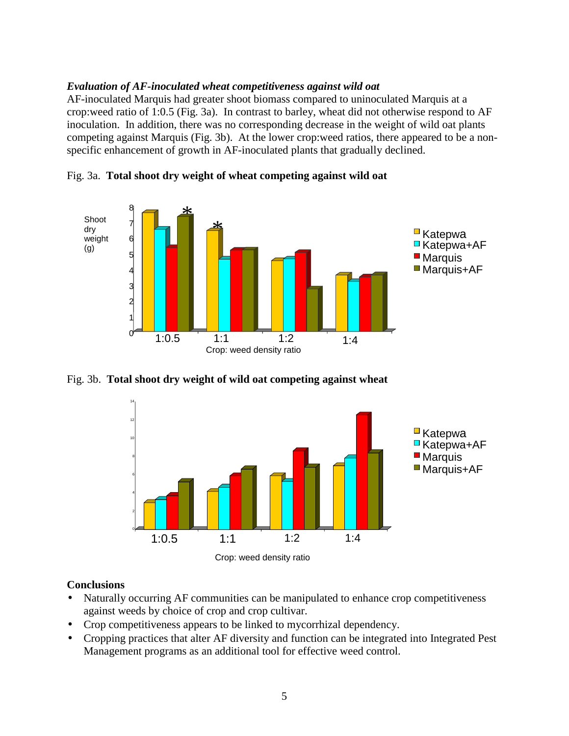### *Evaluation of AF-inoculated wheat competitiveness against wild oat*

AF-inoculated Marquis had greater shoot biomass compared to uninoculated Marquis at a crop:weed ratio of 1:0.5 (Fig. 3a). In contrast to barley, wheat did not otherwise respond to AF inoculation. In addition, there was no corresponding decrease in the weight of wild oat plants competing against Marquis (Fig. 3b). At the lower crop:weed ratios, there appeared to be a non-specific enhancement of growth in AF-inoculated plants that gradually declined.

Fig. 3a. **Total shoot dry weight of wheat competing against wild oat**

Fig. 3b. **Total shoot dry weight of wild oat competing against wheat**

### Conclusions

- Naturally occurring AF communities can be manipulated to enhance crop competitiveness against weeds by choice of crop and crop cultivar.
- Crop competitiveness appears to be linked to mycorrhizal dependency.
- Cropping practices that alter AF diversity and function can be integrated into Integrated Pest Management programs as an additional tool for effective weed control.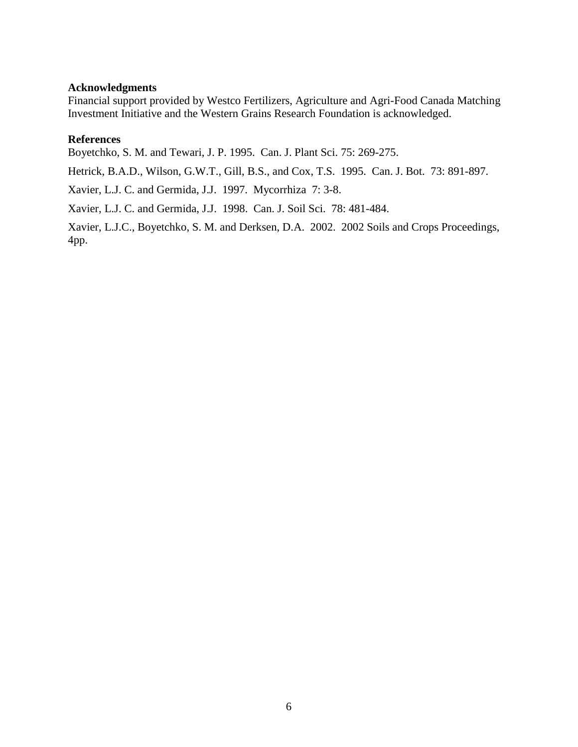**Acknowledgments**

Financial support provided by Westco Fertilizers, Agriculture and Agri-Food Canada Matching Investment Initiative and the Western Grains Research Foundation is acknowledged.

**References**

Boyetchko, S. M. and Tewari, J. P. 1995. Can. J. Plant Sci. 75: 269-275.

Hetrick, B.A.D., Wilson, G.W.T., Gill, B.S., and Cox, T.S. 1995. Can. J. Bot. 73: 891-897.

Xavier, L.J. C. and Germida, J.J. 1997. Mycorrhiza 7: 3-8.

Xavier, L.J. C. and Germida, J.J. 1998. Can. J. Soil Sci. 78: 481-484.

Xavier, L.J.C., Boyetchko, S. M. and Derksen, D.A. 2002. 2002 Soils and Crops Proceedings, 4pp.